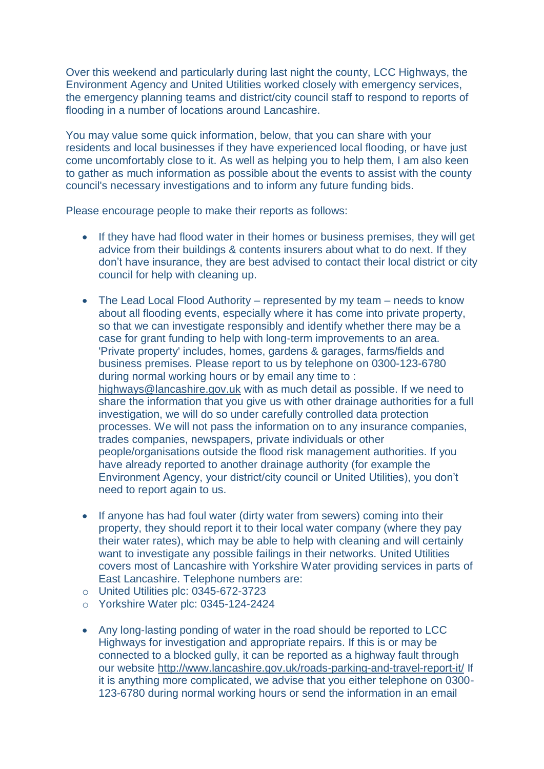Over this weekend and particularly during last night the county, LCC Highways, the Environment Agency and United Utilities worked closely with emergency services, the emergency planning teams and district/city council staff to respond to reports of flooding in a number of locations around Lancashire.

You may value some quick information, below, that you can share with your residents and local businesses if they have experienced local flooding, or have just come uncomfortably close to it. As well as helping you to help them, I am also keen to gather as much information as possible about the events to assist with the county council's necessary investigations and to inform any future funding bids.

Please encourage people to make their reports as follows:

- If they have had flood water in their homes or business premises, they will get advice from their buildings & contents insurers about what to do next. If they don't have insurance, they are best advised to contact their local district or city council for help with cleaning up.

- The Lead Local Flood Authority – represented by my team – needs to know about all flooding events, especially where it has come into private property, so that we can investigate responsibly and identify whether there may be a case for grant funding to help with long-term improvements to an area. 'Private property' includes, homes, gardens & garages, farms/fields and business premises. Please report to us by telephone on 0300-123-6780 during normal working hours or by email any time to : highways@lancashire.gov.uk with as much detail as possible. If we need to share the information that you give us with other drainage authorities for a full investigation, we will do so under carefully controlled data protection processes. We will not pass the information on to any insurance companies, trades companies, newspapers, private individuals or other people/organisations outside the flood risk management authorities. If you have already reported to another drainage authority (for example the Environment Agency, your district/city council or United Utilities), you don't need to report again to us.

- If anyone has had foul water (dirty water from sewers) coming into their property, they should report it to their local water company (where they pay their water rates), which may be able to help with cleaning and will certainly want to investigate any possible failings in their networks. United Utilities covers most of Lancashire with Yorkshire Water providing services in parts of East Lancashire. Telephone numbers are:
  - United Utilities plc: 0345-672-3723
  - Yorkshire Water plc: 0345-124-2424

- Any long-lasting ponding of water in the road should be reported to LCC Highways for investigation and appropriate repairs. If this is or may be connected to a blocked gully, it can be reported as a highway fault through our website http://www.lancashire.gov.uk/roads-parking-and-travel-report-it/ If it is anything more complicated, we advise that you either telephone on 0300-123-6780 during normal working hours or send the information in an email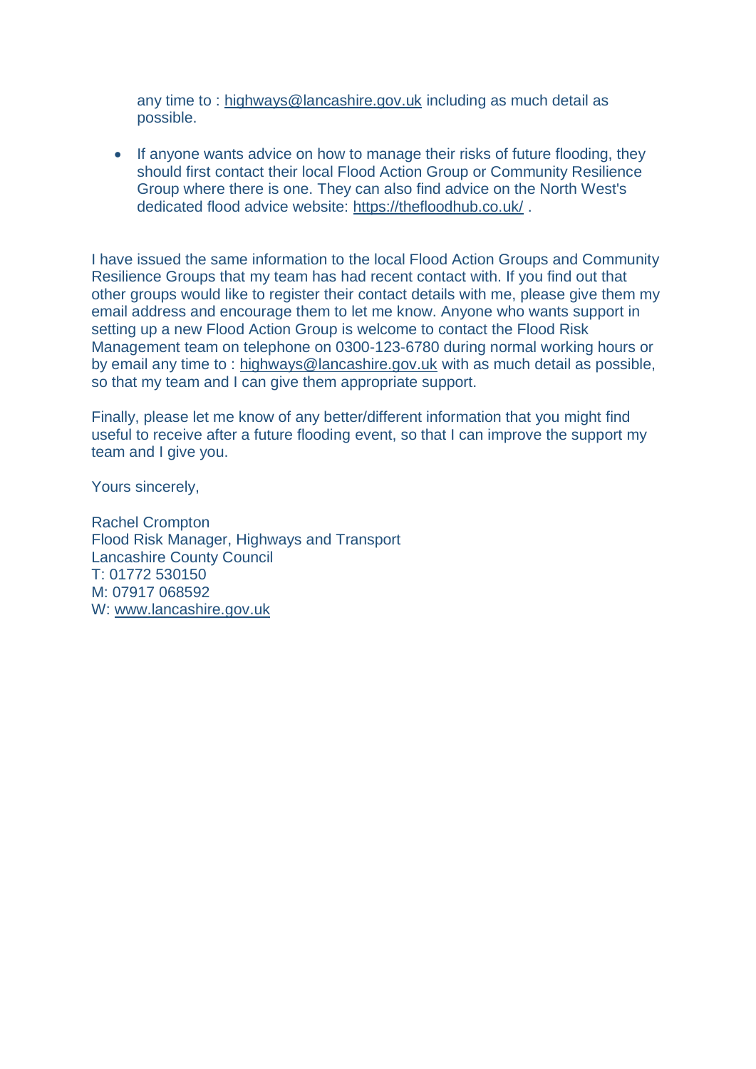any time to : highways@lancashire.gov.uk including as much detail as possible.

- If anyone wants advice on how to manage their risks of future flooding, they should first contact their local Flood Action Group or Community Resilience Group where there is one. They can also find advice on the North West's dedicated flood advice website: https://thefloodhub.co.uk/ .

I have issued the same information to the local Flood Action Groups and Community Resilience Groups that my team has had recent contact with. If you find out that other groups would like to register their contact details with me, please give them my email address and encourage them to let me know. Anyone who wants support in setting up a new Flood Action Group is welcome to contact the Flood Risk Management team on telephone on 0300-123-6780 during normal working hours or by email any time to : highways@lancashire.gov.uk with as much detail as possible, so that my team and I can give them appropriate support.

Finally, please let me know of any better/different information that you might find useful to receive after a future flooding event, so that I can improve the support my team and I give you.

Yours sincerely,

Rachel Crompton
Flood Risk Manager, Highways and Transport
Lancashire County Council
T: 01772 530150
M: 07917 068592
W: www.lancashire.gov.uk